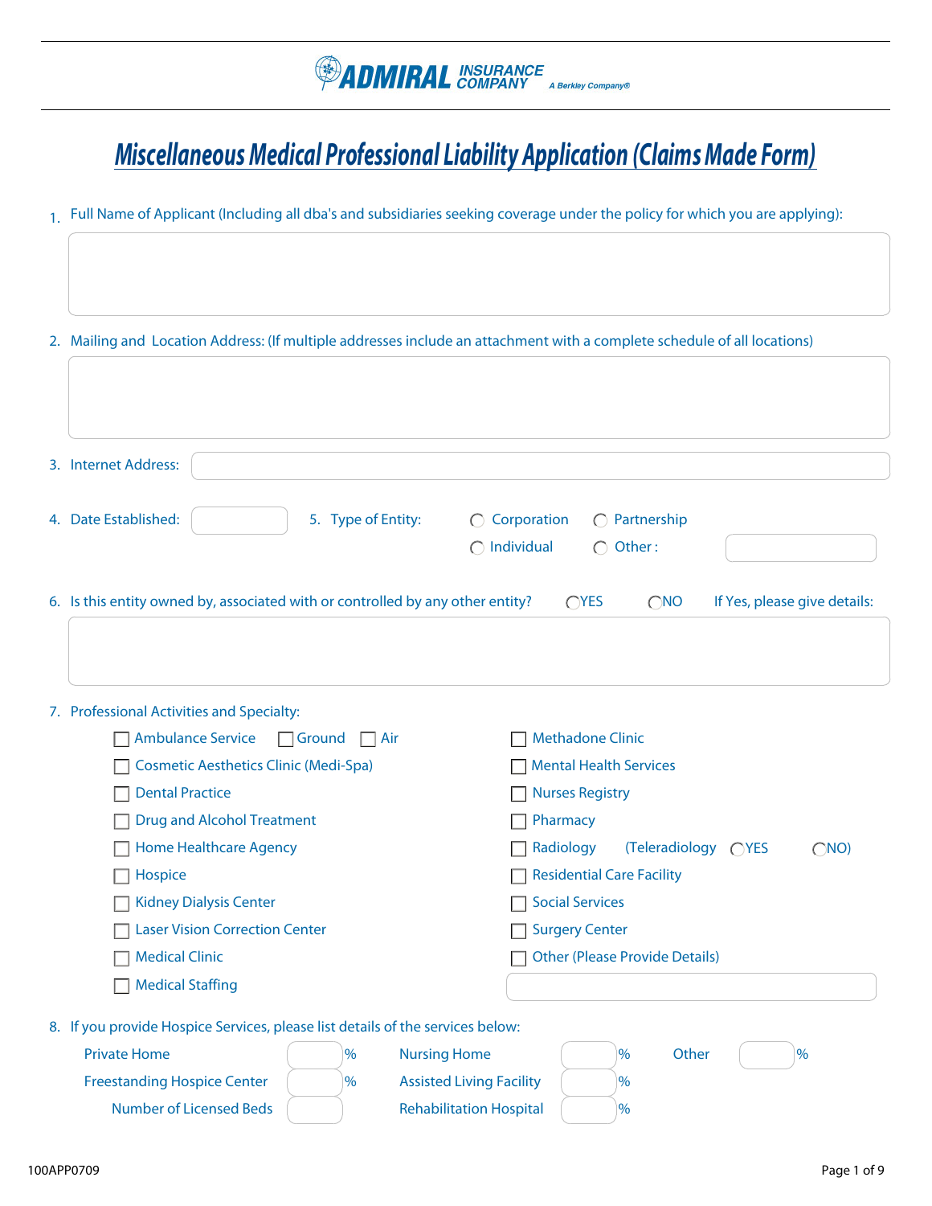**ADMIRAL INSURANCE COMPANY** *A Berkley Company®*

# Miscellaneous Medical Professional Liability Application (Claims Made Form)

1. Full Name of Applicant (Including all dba's and subsidiaries seeking coverage under the policy for which you are applying):

2. Mailing and Location Address: (If multiple addresses include an attachment with a complete schedule of all locations)

3. Internet Address:

4. Date Established:

5. Type of Entity: ◯ Corporation ◯ Partnership ◯ Individual ◯ Other :

6. Is this entity owned by, associated with or controlled by any other entity? ◯YES ◯NO If Yes, please give details:

7. Professional Activities and Specialty:

- ☐ Ambulance Service ☐ Ground ☐ Air
- ☐ Cosmetic Aesthetics Clinic (Medi-Spa)
- ☐ Dental Practice
- ☐ Drug and Alcohol Treatment
- ☐ Home Healthcare Agency
- ☐ Hospice
- ☐ Kidney Dialysis Center
- ☐ Laser Vision Correction Center
- ☐ Medical Clinic
- ☐ Medical Staffing
- ☐ Methadone Clinic
- ☐ Mental Health Services
- ☐ Nurses Registry
- ☐ Pharmacy
- ☐ Radiology (Teleradiology ◯YES ◯NO)
- ☐ Residential Care Facility
- ☐ Social Services
- ☐ Surgery Center
- ☐ Other (Please Provide Details)

8. If you provide Hospice Services, please list details of the services below:

| | | | | | |
|---|---|---|---|---|---|
| Private Home | % | Nursing Home | % | Other | % |
| Freestanding Hospice Center | % | Assisted Living Facility | % | | |
| Number of Licensed Beds | | Rehabilitation Hospital | % | | |

100APP0709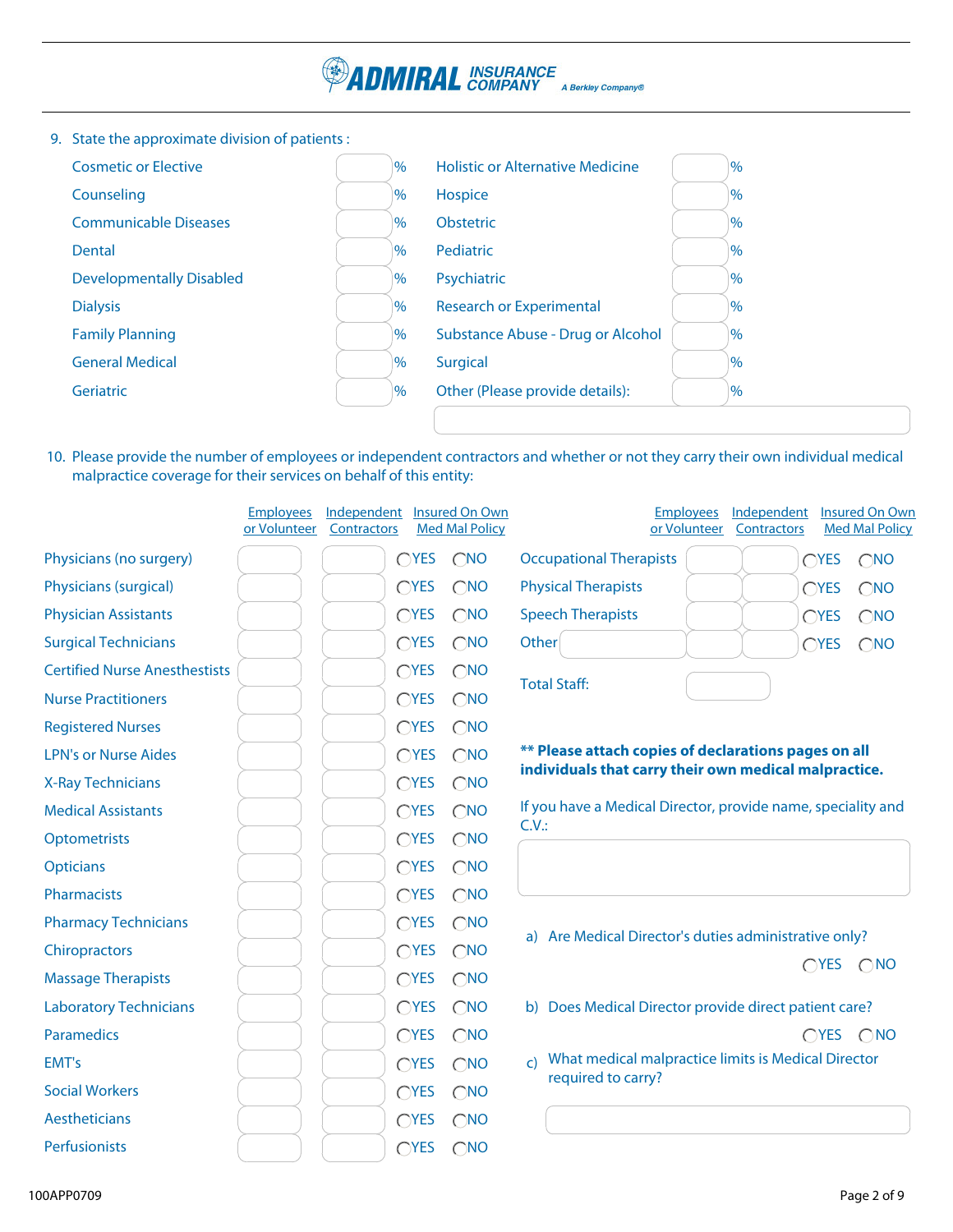9. State the approximate division of patients :

| Category | % | Category | % |
|---|---|---|---|
| Cosmetic or Elective | % | Holistic or Alternative Medicine | % |
| Counseling | % | Hospice | % |
| Communicable Diseases | % | Obstetric | % |
| Dental | % | Pediatric | % |
| Developmentally Disabled | % | Psychiatric | % |
| Dialysis | % | Research or Experimental | % |
| Family Planning | % | Substance Abuse - Drug or Alcohol | % |
| General Medical | % | Surgical | % |
| Geriatric | % | Other (Please provide details): | % |

10. Please provide the number of employees or independent contractors and whether or not they carry their own individual medical malpractice coverage for their services on behalf of this entity:

| | Employees or Volunteer | Independent Contractors | Insured On Own Med Mal Policy |
|---|---|---|---|
| Physicians (no surgery) | | | ◯YES ◯NO |
| Physicians (surgical) | | | ◯YES ◯NO |
| Physician Assistants | | | ◯YES ◯NO |
| Surgical Technicians | | | ◯YES ◯NO |
| Certified Nurse Anesthestists | | | ◯YES ◯NO |
| Nurse Practitioners | | | ◯YES ◯NO |
| Registered Nurses | | | ◯YES ◯NO |
| LPN's or Nurse Aides | | | ◯YES ◯NO |
| X-Ray Technicians | | | ◯YES ◯NO |
| Medical Assistants | | | ◯YES ◯NO |
| Optometrists | | | ◯YES ◯NO |
| Opticians | | | ◯YES ◯NO |
| Pharmacists | | | ◯YES ◯NO |
| Pharmacy Technicians | | | ◯YES ◯NO |
| Chiropractors | | | ◯YES ◯NO |
| Massage Therapists | | | ◯YES ◯NO |
| Laboratory Technicians | | | ◯YES ◯NO |
| Paramedics | | | ◯YES ◯NO |
| EMT's | | | ◯YES ◯NO |
| Social Workers | | | ◯YES ◯NO |
| Aestheticians | | | ◯YES ◯NO |
| Perfusionists | | | ◯YES ◯NO |
| Occupational Therapists | | | ◯YES ◯NO |
| Physical Therapists | | | ◯YES ◯NO |
| Speech Therapists | | | ◯YES ◯NO |
| Other | | | ◯YES ◯NO |

Total Staff:

**\*\* Please attach copies of declarations pages on all individuals that carry their own medical malpractice.**

If you have a Medical Director, provide name, speciality and C.V.:

a) Are Medical Director's duties administrative only? ◯YES ◯NO

b) Does Medical Director provide direct patient care? ◯YES ◯NO

c) What medical malpractice limits is Medical Director required to carry?

100APP0709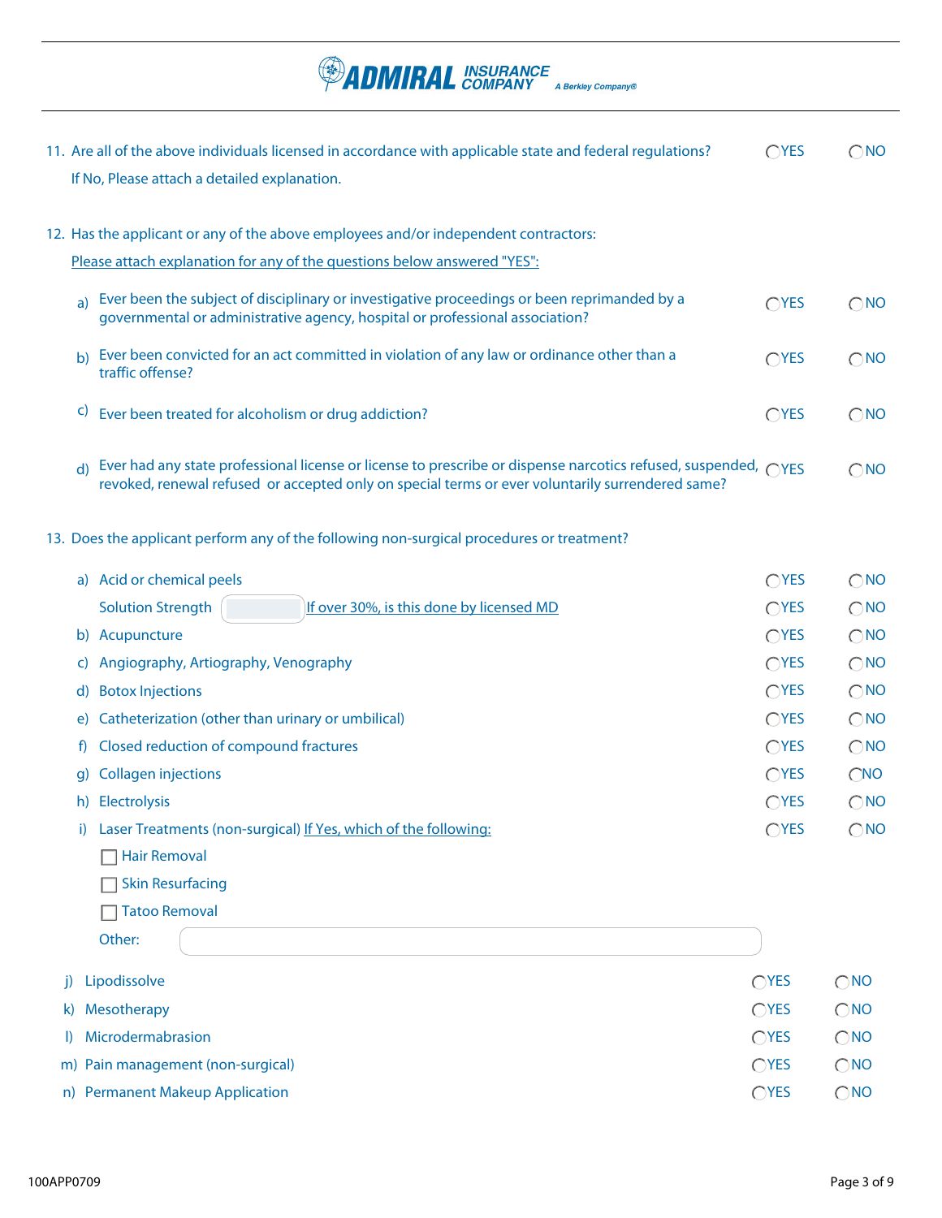**ADMIRAL INSURANCE COMPANY** *A Berkley Company®*

11. Are all of the above individuals licensed in accordance with applicable state and federal regulations? ◯YES ◯NO

    If No, Please attach a detailed explanation.

12. Has the applicant or any of the above employees and/or independent contractors:

    Please attach explanation for any of the questions below answered "YES":

    a) Ever been the subject of disciplinary or investigative proceedings or been reprimanded by a governmental or administrative agency, hospital or professional association? ◯YES ◯NO

    b) Ever been convicted for an act committed in violation of any law or ordinance other than a traffic offense? ◯YES ◯NO

    c) Ever been treated for alcoholism or drug addiction? ◯YES ◯NO

    d) Ever had any state professional license or license to prescribe or dispense narcotics refused, suspended, revoked, renewal refused or accepted only on special terms or ever voluntarily surrendered same? ◯YES ◯NO

13. Does the applicant perform any of the following non-surgical procedures or treatment?

    a) Acid or chemical peels ◯YES ◯NO

       Solution Strength ________ If over 30%, is this done by licensed MD ◯YES ◯NO

    b) Acupuncture ◯YES ◯NO

    c) Angiography, Artiography, Venography ◯YES ◯NO

    d) Botox Injections ◯YES ◯NO

    e) Catheterization (other than urinary or umbilical) ◯YES ◯NO

    f) Closed reduction of compound fractures ◯YES ◯NO

    g) Collagen injections ◯YES ◯NO

    h) Electrolysis ◯YES ◯NO

    i) Laser Treatments (non-surgical) If Yes, which of the following: ◯YES ◯NO

       ☐ Hair Removal

       ☐ Skin Resurfacing

       ☐ Tatoo Removal

       Other: ________

    j) Lipodissolve ◯YES ◯NO

    k) Mesotherapy ◯YES ◯NO

    l) Microdermabrasion ◯YES ◯NO

    m) Pain management (non-surgical) ◯YES ◯NO

    n) Permanent Makeup Application ◯YES ◯NO

100APP0709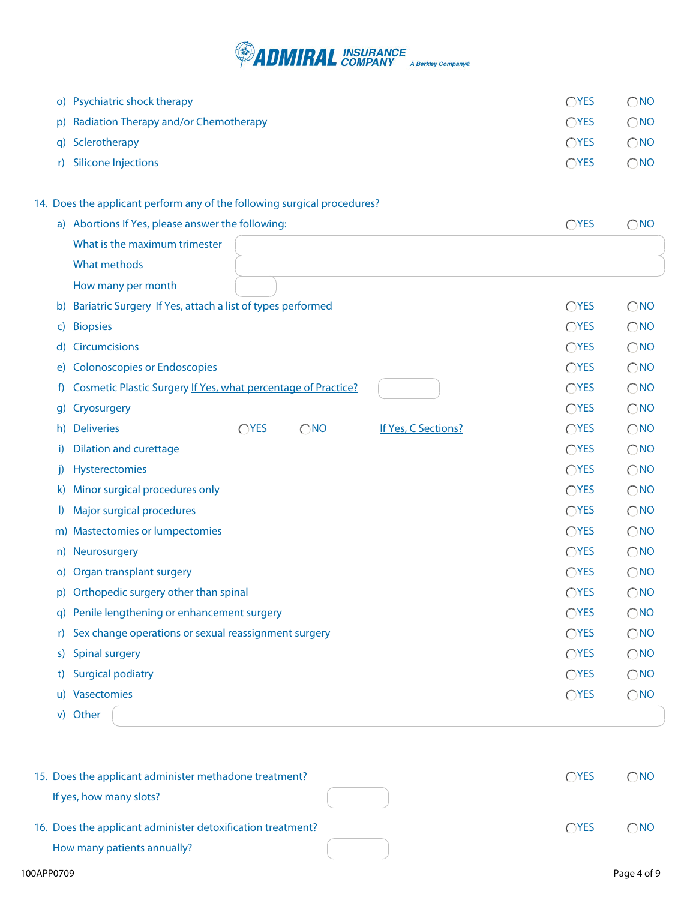**ADMIRAL INSURANCE COMPANY** *A Berkley Company®*

o) Psychiatric shock therapy ◯YES ◯NO

p) Radiation Therapy and/or Chemotherapy ◯YES ◯NO

q) Sclerotherapy ◯YES ◯NO

r) Silicone Injections ◯YES ◯NO

14. Does the applicant perform any of the following surgical procedures?

a) Abortions If Yes, please answer the following: ◯YES ◯NO

What is the maximum trimester ____________________

What methods ____________________

How many per month ________

b) Bariatric Surgery If Yes, attach a list of types performed ◯YES ◯NO

c) Biopsies ◯YES ◯NO

d) Circumcisions ◯YES ◯NO

e) Colonoscopies or Endoscopies ◯YES ◯NO

f) Cosmetic Plastic Surgery If Yes, what percentage of Practice? ________ ◯YES ◯NO

g) Cryosurgery ◯YES ◯NO

h) Deliveries ◯YES ◯NO If Yes, C Sections? ◯YES ◯NO

i) Dilation and curettage ◯YES ◯NO

j) Hysterectomies ◯YES ◯NO

k) Minor surgical procedures only ◯YES ◯NO

l) Major surgical procedures ◯YES ◯NO

m) Mastectomies or lumpectomies ◯YES ◯NO

n) Neurosurgery ◯YES ◯NO

o) Organ transplant surgery ◯YES ◯NO

p) Orthopedic surgery other than spinal ◯YES ◯NO

q) Penile lengthening or enhancement surgery ◯YES ◯NO

r) Sex change operations or sexual reassignment surgery ◯YES ◯NO

s) Spinal surgery ◯YES ◯NO

t) Surgical podiatry ◯YES ◯NO

u) Vasectomies ◯YES ◯NO

v) Other ____________________

15. Does the applicant administer methadone treatment? ◯YES ◯NO

If yes, how many slots? ________

16. Does the applicant administer detoxification treatment? ◯YES ◯NO

How many patients annually? ________

100APP0709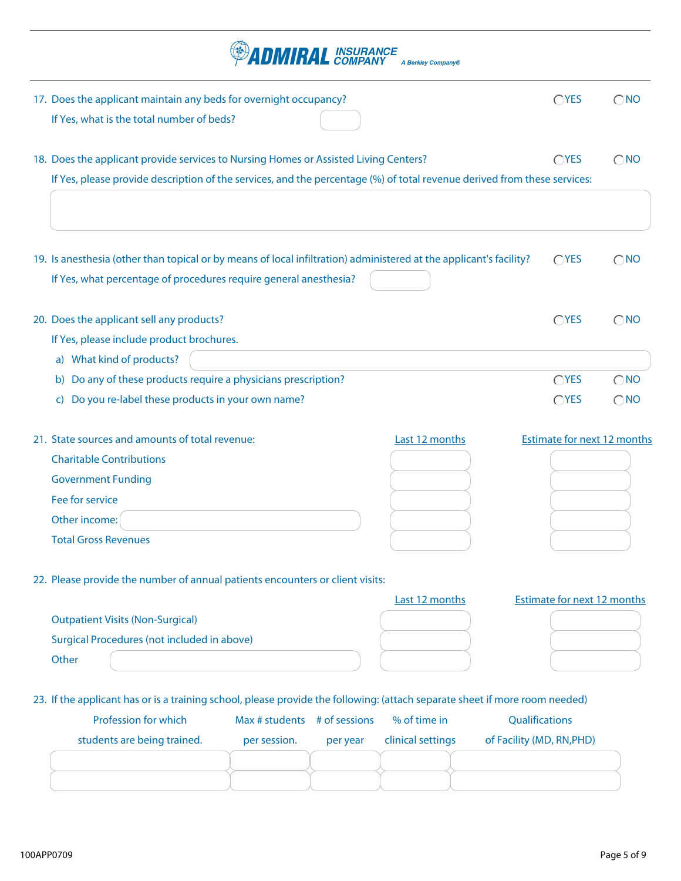ADMIRAL INSURANCE COMPANY — A Berkley Company®

17. Does the applicant maintain any beds for overnight occupancy? ◯YES ◯NO

    If Yes, what is the total number of beds?

18. Does the applicant provide services to Nursing Homes or Assisted Living Centers? ◯YES ◯NO

    If Yes, please provide description of the services, and the percentage (%) of total revenue derived from these services:

19. Is anesthesia (other than topical or by means of local infiltration) administered at the applicant's facility? ◯YES ◯NO

    If Yes, what percentage of procedures require general anesthesia?

20. Does the applicant sell any products? ◯YES ◯NO

    If Yes, please include product brochures.

    a) What kind of products?

    b) Do any of these products require a physicians prescription? ◯YES ◯NO

    c) Do you re-label these products in your own name? ◯YES ◯NO

21. State sources and amounts of total revenue:

| | Last 12 months | Estimate for next 12 months |
|---|---|---|
| Charitable Contributions | | |
| Government Funding | | |
| Fee for service | | |
| Other income: | | |
| Total Gross Revenues | | |

22. Please provide the number of annual patients encounters or client visits:

| | Last 12 months | Estimate for next 12 months |
|---|---|---|
| Outpatient Visits (Non-Surgical) | | |
| Surgical Procedures (not included in above) | | |
| Other | | |

23. If the applicant has or is a training school, please provide the following: (attach separate sheet if more room needed)

| Profession for which students are being trained. | Max # students per session. | # of sessions per year | % of time in clinical settings | Qualifications of Facility (MD, RN,PHD) |
|---|---|---|---|---|
| | | | | |
| | | | | |

100APP0709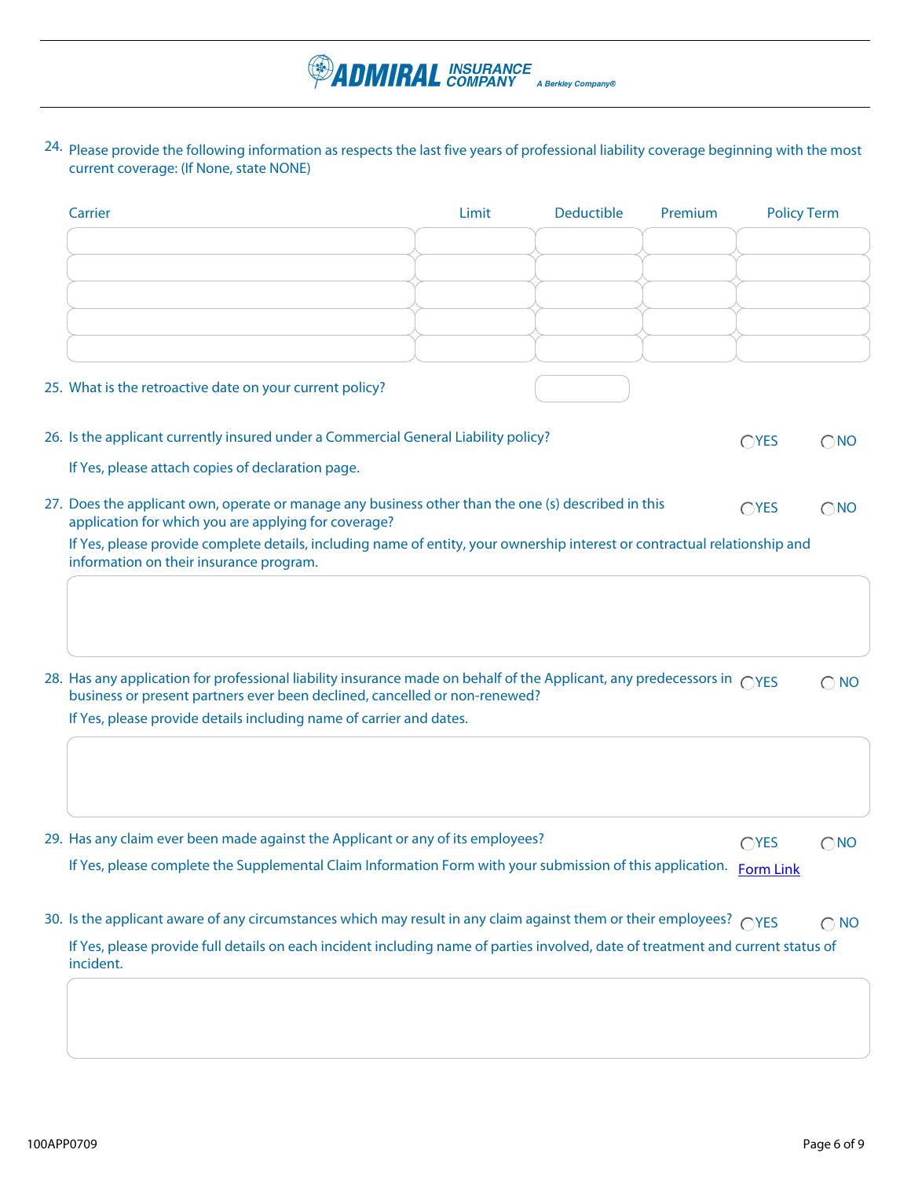ADMIRAL INSURANCE COMPANY A Berkley Company®

24. Please provide the following information as respects the last five years of professional liability coverage beginning with the most current coverage: (If None, state NONE)

| Carrier | Limit | Deductible | Premium | Policy Term |
|---|---|---|---|---|
| | | | | |
| | | | | |
| | | | | |
| | | | | |
| | | | | |

25. What is the retroactive date on your current policy?

26. Is the applicant currently insured under a Commercial General Liability policy? ◯YES ◯NO

    If Yes, please attach copies of declaration page.

27. Does the applicant own, operate or manage any business other than the one (s) described in this application for which you are applying for coverage? ◯YES ◯NO

    If Yes, please provide complete details, including name of entity, your ownership interest or contractual relationship and information on their insurance program.

28. Has any application for professional liability insurance made on behalf of the Applicant, any predecessors in business or present partners ever been declined, cancelled or non-renewed? ◯YES ◯NO

    If Yes, please provide details including name of carrier and dates.

29. Has any claim ever been made against the Applicant or any of its employees? ◯YES ◯NO

    If Yes, please complete the Supplemental Claim Information Form with your submission of this application. Form Link

30. Is the applicant aware of any circumstances which may result in any claim against them or their employees? ◯YES ◯NO

    If Yes, please provide full details on each incident including name of parties involved, date of treatment and current status of incident.

100APP0709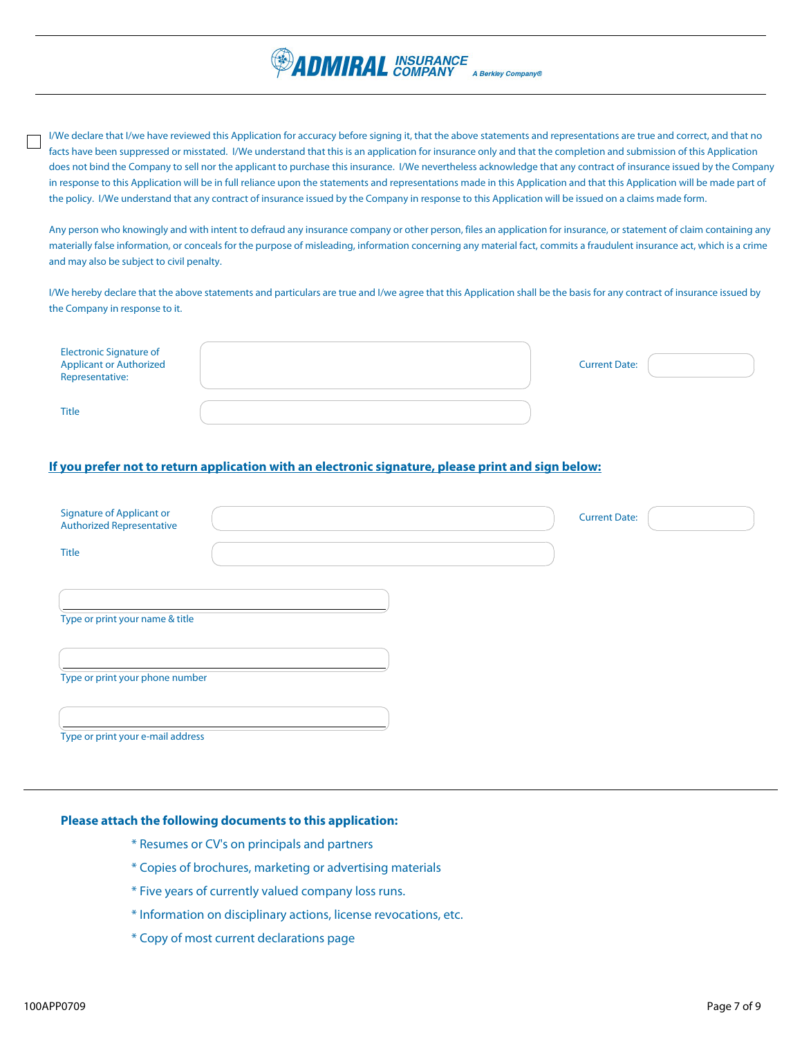☐ I/We declare that I/we have reviewed this Application for accuracy before signing it, that the above statements and representations are true and correct, and that no facts have been suppressed or misstated. I/We understand that this is an application for insurance only and that the completion and submission of this Application does not bind the Company to sell nor the applicant to purchase this insurance. I/We nevertheless acknowledge that any contract of insurance issued by the Company in response to this Application will be in full reliance upon the statements and representations made in this Application and that this Application will be made part of the policy. I/We understand that any contract of insurance issued by the Company in response to this Application will be issued on a claims made form.

Any person who knowingly and with intent to defraud any insurance company or other person, files an application for insurance, or statement of claim containing any materially false information, or conceals for the purpose of misleading, information concerning any material fact, commits a fraudulent insurance act, which is a crime and may also be subject to civil penalty.

I/We hereby declare that the above statements and particulars are true and I/we agree that this Application shall be the basis for any contract of insurance issued by the Company in response to it.

Electronic Signature of Applicant or Authorized Representative: ______________________ Current Date: __________

Title ______________________

**If you prefer not to return application with an electronic signature, please print and sign below:**

Signature of Applicant or Authorized Representative ______________________ Current Date: __________

Title ______________________

______________________
Type or print your name & title

______________________
Type or print your phone number

______________________
Type or print your e-mail address

**Please attach the following documents to this application:**

* Resumes or CV's on principals and partners
* Copies of brochures, marketing or advertising materials
* Five years of currently valued company loss runs.
* Information on disciplinary actions, license revocations, etc.
* Copy of most current declarations page

100APP0709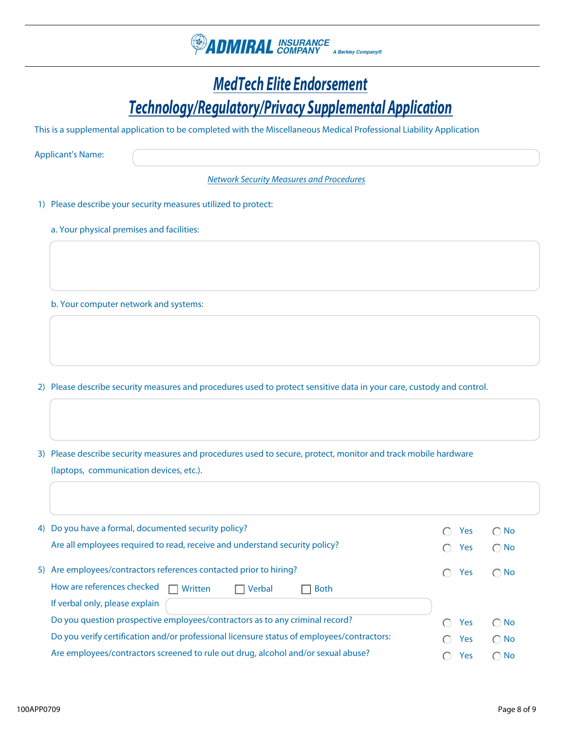ADMIRAL INSURANCE COMPANY A Berkley Company®

# MedTech Elite Endorsement

# Technology/Regulatory/Privacy Supplemental Application

This is a supplemental application to be completed with the Miscellaneous Medical Professional Liability Application

Applicant's Name: ____________________

## Network Security Measures and Procedures

1) Please describe your security measures utilized to protect:

   a. Your physical premises and facilities:

   ____________________

   b. Your computer network and systems:

   ____________________

2) Please describe security measures and procedures used to protect sensitive data in your care, custody and control.

   ____________________

3) Please describe security measures and procedures used to secure, protect, monitor and track mobile hardware (laptops, communication devices, etc.).

   ____________________

4) Do you have a formal, documented security policy? ○ Yes ○ No

   Are all employees required to read, receive and understand security policy? ○ Yes ○ No

5) Are employees/contractors references contacted prior to hiring? ○ Yes ○ No

   How are references checked ☐ Written ☐ Verbal ☐ Both

   If verbal only, please explain ____________________

   Do you question prospective employees/contractors as to any criminal record? ○ Yes ○ No

   Do you verify certification and/or professional licensure status of employees/contractors: ○ Yes ○ No

   Are employees/contractors screened to rule out drug, alcohol and/or sexual abuse? ○ Yes ○ No

100APP0709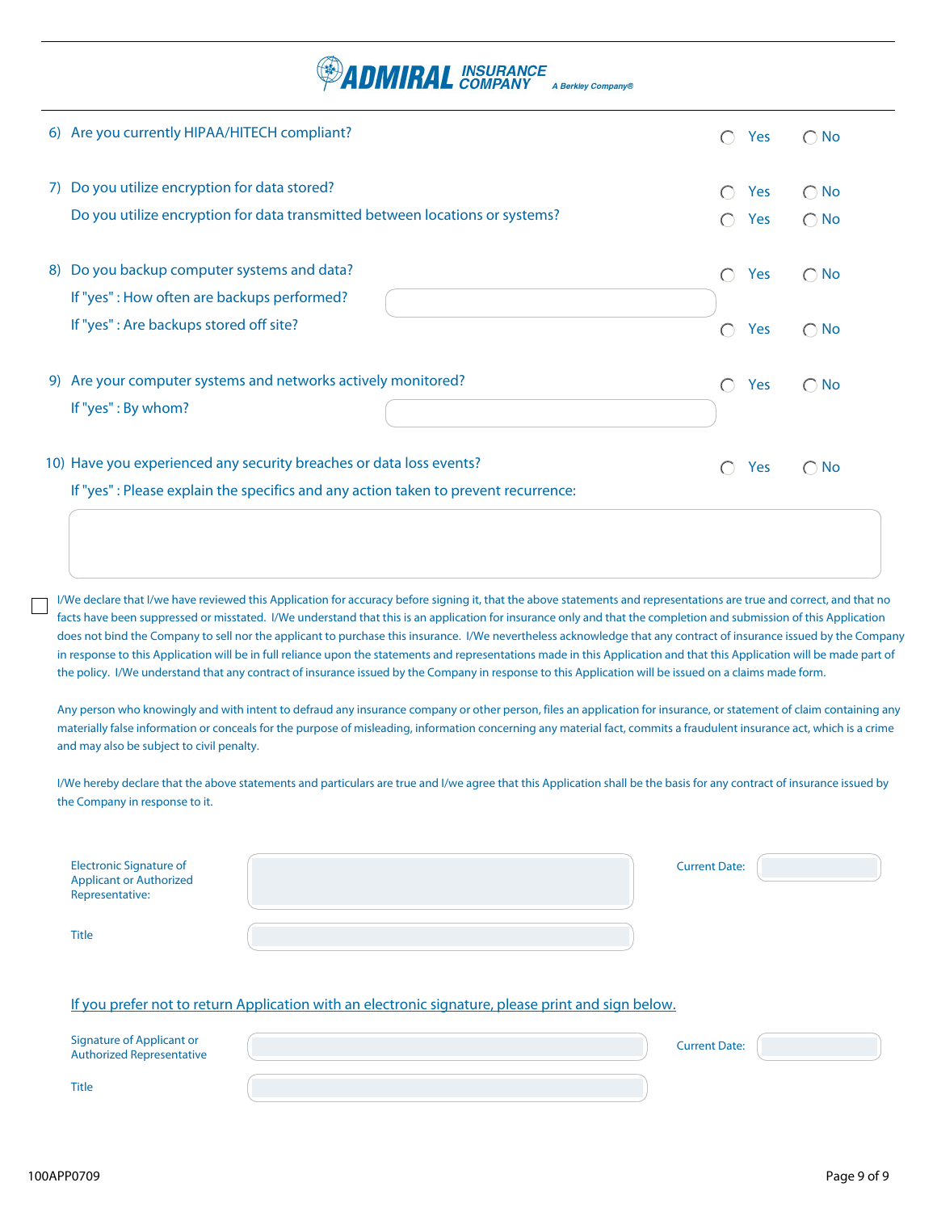6) Are you currently HIPAA/HITECH compliant? ◯ Yes ◯ No

7) Do you utilize encryption for data stored? ◯ Yes ◯ No

Do you utilize encryption for data transmitted between locations or systems? ◯ Yes ◯ No

8) Do you backup computer systems and data? ◯ Yes ◯ No

If "yes" : How often are backups performed?

If "yes" : Are backups stored off site? ◯ Yes ◯ No

9) Are your computer systems and networks actively monitored? ◯ Yes ◯ No

If "yes" : By whom?

10) Have you experienced any security breaches or data loss events? ◯ Yes ◯ No

If "yes" : Please explain the specifics and any action taken to prevent recurrence:

☐ I/We declare that I/we have reviewed this Application for accuracy before signing it, that the above statements and representations are true and correct, and that no facts have been suppressed or misstated. I/We understand that this is an application for insurance only and that the completion and submission of this Application does not bind the Company to sell nor the applicant to purchase this insurance. I/We nevertheless acknowledge that any contract of insurance issued by the Company in response to this Application will be in full reliance upon the statements and representations made in this Application and that this Application will be made part of the policy. I/We understand that any contract of insurance issued by the Company in response to this Application will be issued on a claims made form.

Any person who knowingly and with intent to defraud any insurance company or other person, files an application for insurance, or statement of claim containing any materially false information or conceals for the purpose of misleading, information concerning any material fact, commits a fraudulent insurance act, which is a crime and may also be subject to civil penalty.

I/We hereby declare that the above statements and particulars are true and I/we agree that this Application shall be the basis for any contract of insurance issued by the Company in response to it.

Electronic Signature of Applicant or Authorized Representative:

Current Date:

Title

If you prefer not to return Application with an electronic signature, please print and sign below.

Signature of Applicant or Authorized Representative

Current Date:

Title

100APP0709